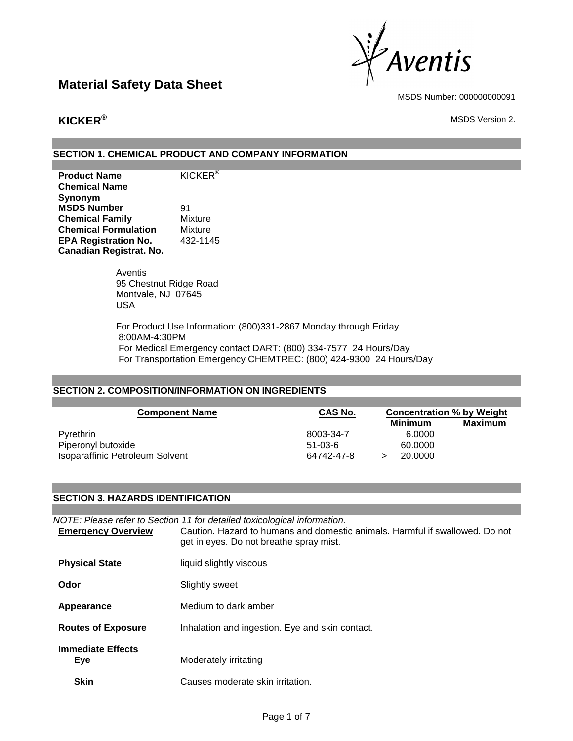# Material Safety Data Sheet

Aventis

MSDS Number: 000000000091

**KICKER®**

MSDS Version 2.

## SECTION 1. CHEMICAL PRODUCT AND COMPANY INFORMATION

| | |
|---|---|
| **Product Name** | KICKER® |
| **Chemical Name** | |
| **Synonym** | |
| **MSDS Number** | 91 |
| **Chemical Family** | Mixture |
| **Chemical Formulation** | Mixture |
| **EPA Registration No.** | 432-1145 |
| **Canadian Registrat. No.** | |

Aventis
95 Chestnut Ridge Road
Montvale, NJ 07645
USA

For Product Use Information: (800)331-2867 Monday through Friday 8:00AM-4:30PM
For Medical Emergency contact DART: (800) 334-7577 24 Hours/Day
For Transportation Emergency CHEMTREC: (800) 424-9300 24 Hours/Day

## SECTION 2. COMPOSITION/INFORMATION ON INGREDIENTS

| Component Name | CAS No. | Concentration % by Weight | |
|---|---|---|---|
| | | Minimum | Maximum |
| Pyrethrin | 8003-34-7 | 6.0000 | |
| Piperonyl butoxide | 51-03-6 | 60.0000 | |
| Isoparaffinic Petroleum Solvent | 64742-47-8 | > 20.0000 | |

## SECTION 3. HAZARDS IDENTIFICATION

*NOTE: Please refer to Section 11 for detailed toxicological information.*

| | |
|---|---|
| **Emergency Overview** | Caution. Hazard to humans and domestic animals. Harmful if swallowed. Do not get in eyes. Do not breathe spray mist. |
| **Physical State** | liquid slightly viscous |
| **Odor** | Slightly sweet |
| **Appearance** | Medium to dark amber |
| **Routes of Exposure** | Inhalation and ingestion. Eye and skin contact. |

**Immediate Effects**

| | |
|---|---|
| **Eye** | Moderately irritating |
| **Skin** | Causes moderate skin irritation. |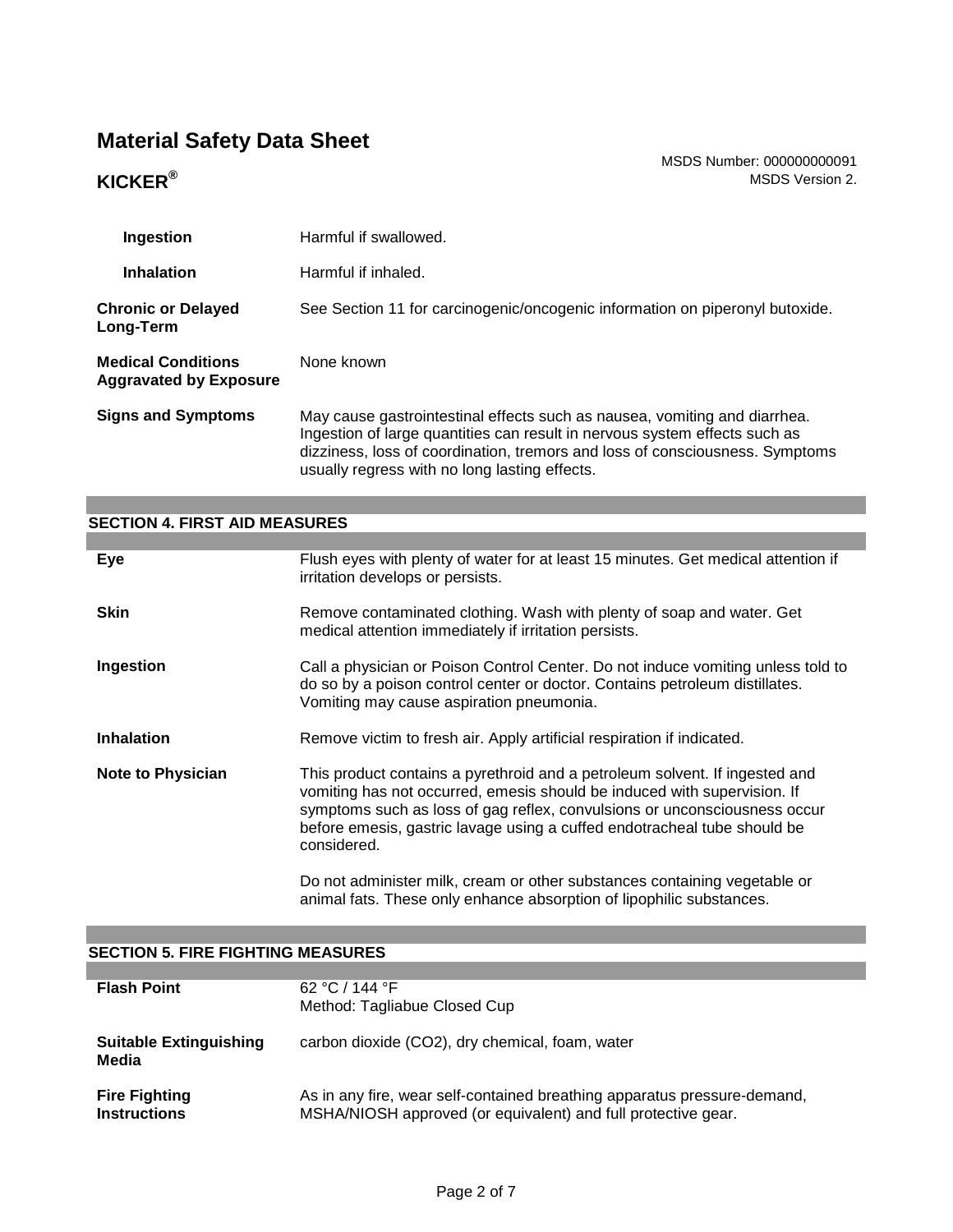**Ingestion** Harmful if swallowed.

**Inhalation** Harmful if inhaled.

**Chronic or Delayed Long-Term** See Section 11 for carcinogenic/oncogenic information on piperonyl butoxide.

**Medical Conditions Aggravated by Exposure** None known

**Signs and Symptoms** May cause gastrointestinal effects such as nausea, vomiting and diarrhea. Ingestion of large quantities can result in nervous system effects such as dizziness, loss of coordination, tremors and loss of consciousness. Symptoms usually regress with no long lasting effects.

## SECTION 4. FIRST AID MEASURES

**Eye** Flush eyes with plenty of water for at least 15 minutes. Get medical attention if irritation develops or persists.

**Skin** Remove contaminated clothing. Wash with plenty of soap and water. Get medical attention immediately if irritation persists.

**Ingestion** Call a physician or Poison Control Center. Do not induce vomiting unless told to do so by a poison control center or doctor. Contains petroleum distillates. Vomiting may cause aspiration pneumonia.

**Inhalation** Remove victim to fresh air. Apply artificial respiration if indicated.

**Note to Physician** This product contains a pyrethroid and a petroleum solvent. If ingested and vomiting has not occurred, emesis should be induced with supervision. If symptoms such as loss of gag reflex, convulsions or unconsciousness occur before emesis, gastric lavage using a cuffed endotracheal tube should be considered.

Do not administer milk, cream or other substances containing vegetable or animal fats. These only enhance absorption of lipophilic substances.

## SECTION 5. FIRE FIGHTING MEASURES

**Flash Point** 62 °C / 144 °F
Method: Tagliabue Closed Cup

**Suitable Extinguishing Media** carbon dioxide ($CO_2$), dry chemical, foam, water

**Fire Fighting Instructions** As in any fire, wear self-contained breathing apparatus pressure-demand, MSHA/NIOSH approved (or equivalent) and full protective gear.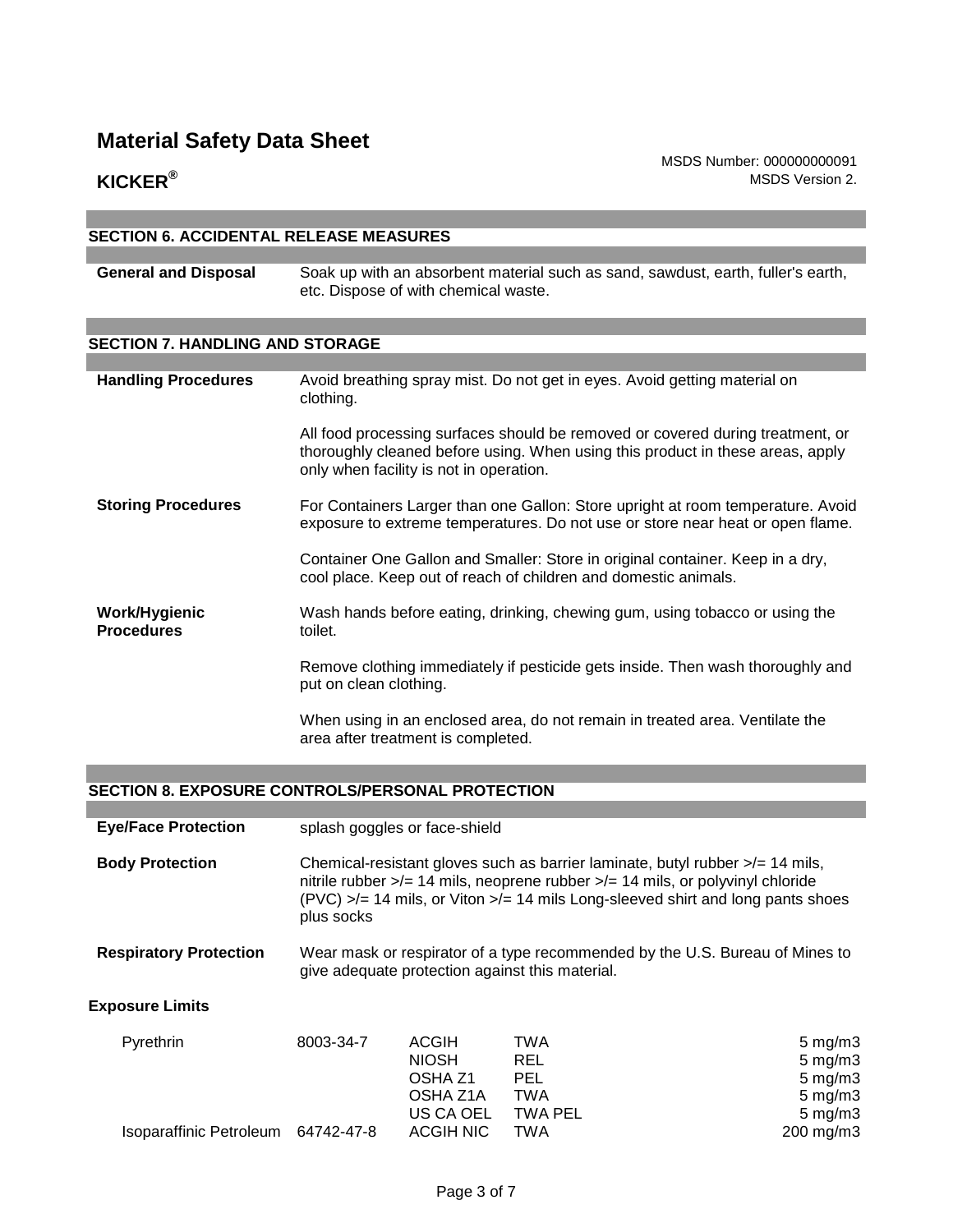# Material Safety Data Sheet

**KICKER®**

MSDS Number: 000000000091
MSDS Version 2.

## SECTION 6. ACCIDENTAL RELEASE MEASURES

| | |
|---|---|
| **General and Disposal** | Soak up with an absorbent material such as sand, sawdust, earth, fuller's earth, etc. Dispose of with chemical waste. |

## SECTION 7. HANDLING AND STORAGE

| | |
|---|---|
| **Handling Procedures** | Avoid breathing spray mist. Do not get in eyes. Avoid getting material on clothing.<br><br>All food processing surfaces should be removed or covered during treatment, or thoroughly cleaned before using. When using this product in these areas, apply only when facility is not in operation. |
| **Storing Procedures** | For Containers Larger than one Gallon: Store upright at room temperature. Avoid exposure to extreme temperatures. Do not use or store near heat or open flame.<br><br>Container One Gallon and Smaller: Store in original container. Keep in a dry, cool place. Keep out of reach of children and domestic animals. |
| **Work/Hygienic Procedures** | Wash hands before eating, drinking, chewing gum, using tobacco or using the toilet.<br><br>Remove clothing immediately if pesticide gets inside. Then wash thoroughly and put on clean clothing.<br><br>When using in an enclosed area, do not remain in treated area. Ventilate the area after treatment is completed. |

## SECTION 8. EXPOSURE CONTROLS/PERSONAL PROTECTION

| | |
|---|---|
| **Eye/Face Protection** | splash goggles or face-shield |
| **Body Protection** | Chemical-resistant gloves such as barrier laminate, butyl rubber >/= 14 mils, nitrile rubber >/= 14 mils, neoprene rubber >/= 14 mils, or polyvinyl chloride (PVC) >/= 14 mils, or Viton >/= 14 mils Long-sleeved shirt and long pants shoes plus socks |
| **Respiratory Protection** | Wear mask or respirator of a type recommended by the U.S. Bureau of Mines to give adequate protection against this material. |

**Exposure Limits**

| | | | | |
|---|---|---|---|---|
| Pyrethrin | 8003-34-7 | ACGIH | TWA | 5 mg/m3 |
| | | NIOSH | REL | 5 mg/m3 |
| | | OSHA Z1 | PEL | 5 mg/m3 |
| | | OSHA Z1A | TWA | 5 mg/m3 |
| | | US CA OEL | TWA PEL | 5 mg/m3 |
| Isoparaffinic Petroleum | 64742-47-8 | ACGIH NIC | TWA | 200 mg/m3 |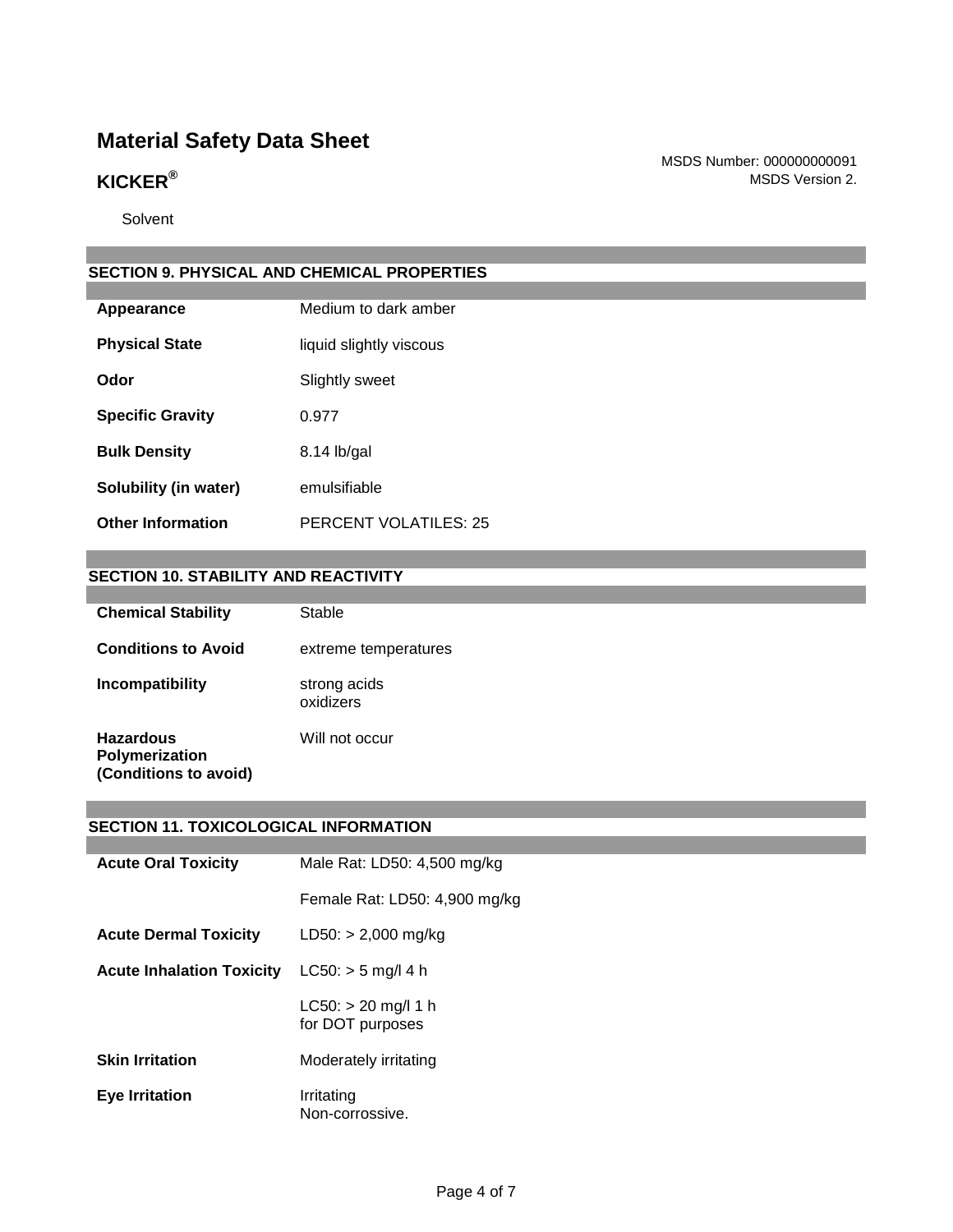# Material Safety Data Sheet

MSDS Number: 000000000091
MSDS Version 2.

## KICKER®

Solvent

## SECTION 9. PHYSICAL AND CHEMICAL PROPERTIES

| | |
|---|---|
| **Appearance** | Medium to dark amber |
| **Physical State** | liquid slightly viscous |
| **Odor** | Slightly sweet |
| **Specific Gravity** | 0.977 |
| **Bulk Density** | 8.14 lb/gal |
| **Solubility (in water)** | emulsifiable |
| **Other Information** | PERCENT VOLATILES: 25 |

## SECTION 10. STABILITY AND REACTIVITY

| | |
|---|---|
| **Chemical Stability** | Stable |
| **Conditions to Avoid** | extreme temperatures |
| **Incompatibility** | strong acids<br>oxidizers |
| **Hazardous Polymerization (Conditions to avoid)** | Will not occur |

## SECTION 11. TOXICOLOGICAL INFORMATION

| | |
|---|---|
| **Acute Oral Toxicity** | Male Rat: LD50: 4,500 mg/kg |
| | Female Rat: LD50: 4,900 mg/kg |
| **Acute Dermal Toxicity** | LD50: > 2,000 mg/kg |
| **Acute Inhalation Toxicity** | LC50: > 5 mg/l 4 h |
| | LC50: > 20 mg/l 1 h<br>for DOT purposes |
| **Skin Irritation** | Moderately irritating |
| **Eye Irritation** | Irritating<br>Non-corrossive. |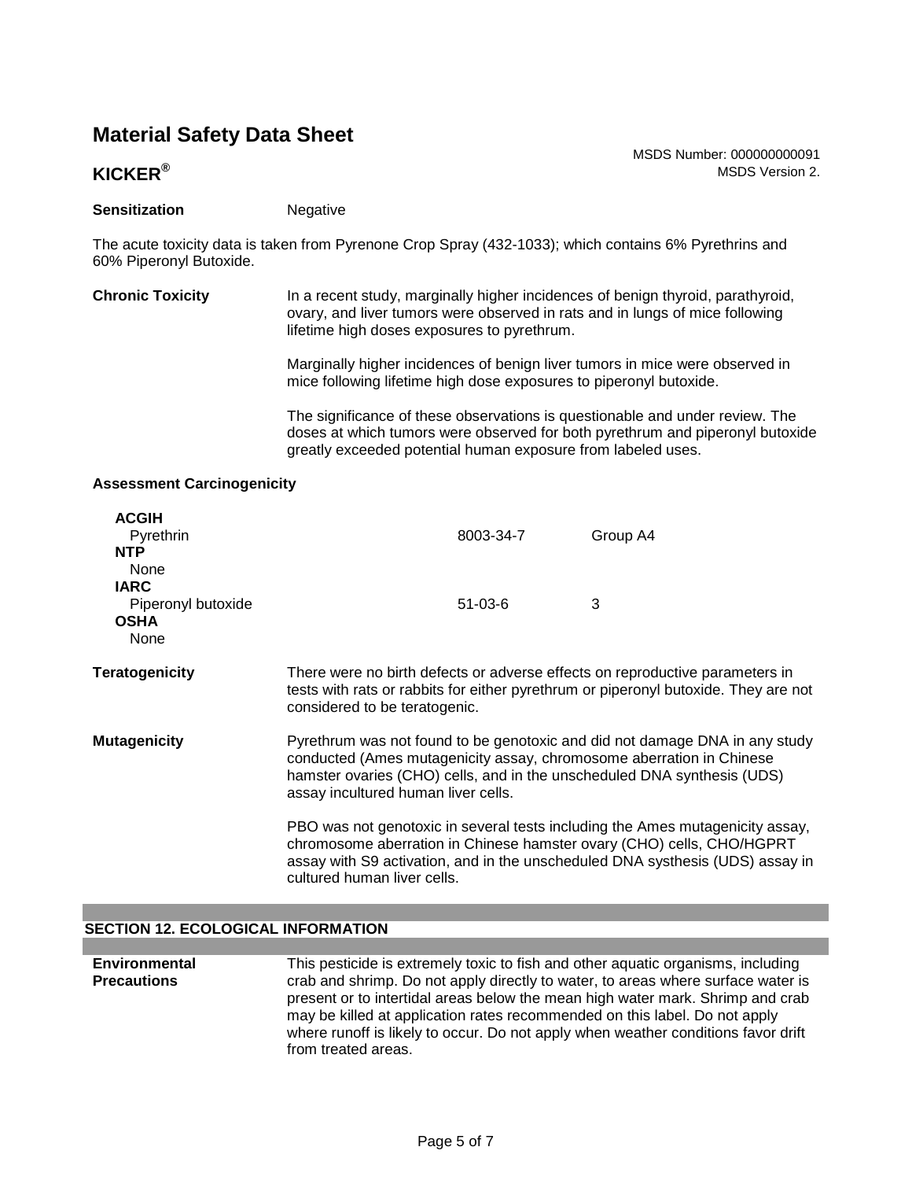**Sensitization** Negative

The acute toxicity data is taken from Pyrenone Crop Spray (432-1033); which contains 6% Pyrethrins and 60% Piperonyl Butoxide.

**Chronic Toxicity**

In a recent study, marginally higher incidences of benign thyroid, parathyroid, ovary, and liver tumors were observed in rats and in lungs of mice following lifetime high doses exposures to pyrethrum.

Marginally higher incidences of benign liver tumors in mice were observed in mice following lifetime high dose exposures to piperonyl butoxide.

The significance of these observations is questionable and under review. The doses at which tumors were observed for both pyrethrum and piperonyl butoxide greatly exceeded potential human exposure from labeled uses.

**Assessment Carcinogenicity**

| | | |
|---|---|---|
| **ACGIH** | | |
| Pyrethrin | 8003-34-7 | Group A4 |
| **NTP** | | |
| None | | |
| **IARC** | | |
| Piperonyl butoxide | 51-03-6 | 3 |
| **OSHA** | | |
| None | | |

**Teratogenicity**

There were no birth defects or adverse effects on reproductive parameters in tests with rats or rabbits for either pyrethrum or piperonyl butoxide. They are not considered to be teratogenic.

**Mutagenicity**

Pyrethrum was not found to be genotoxic and did not damage DNA in any study conducted (Ames mutagenicity assay, chromosome aberration in Chinese hamster ovaries (CHO) cells, and in the unscheduled DNA synthesis (UDS) assay incultured human liver cells.

PBO was not genotoxic in several tests including the Ames mutagenicity assay, chromosome aberration in Chinese hamster ovary (CHO) cells, CHO/HGPRT assay with S9 activation, and in the unscheduled DNA systhesis (UDS) assay in cultured human liver cells.

## SECTION 12. ECOLOGICAL INFORMATION

**Environmental Precautions**

This pesticide is extremely toxic to fish and other aquatic organisms, including crab and shrimp. Do not apply directly to water, to areas where surface water is present or to intertidal areas below the mean high water mark. Shrimp and crab may be killed at application rates recommended on this label. Do not apply where runoff is likely to occur. Do not apply when weather conditions favor drift from treated areas.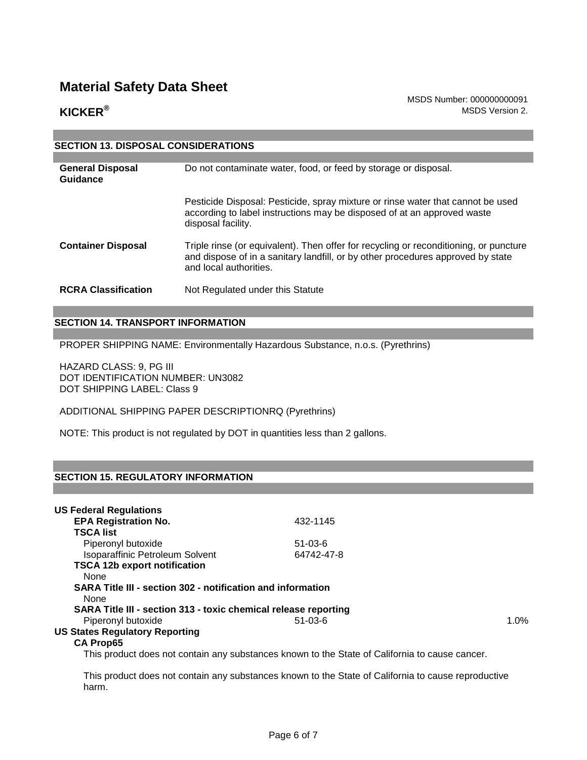# Material Safety Data Sheet

## KICKER®

MSDS Number: 000000000091
MSDS Version 2.

## SECTION 13. DISPOSAL CONSIDERATIONS

**General Disposal Guidance**

Do not contaminate water, food, or feed by storage or disposal.

Pesticide Disposal: Pesticide, spray mixture or rinse water that cannot be used according to label instructions may be disposed of at an approved waste disposal facility.

**Container Disposal**

Triple rinse (or equivalent). Then offer for recycling or reconditioning, or puncture and dispose of in a sanitary landfill, or by other procedures approved by state and local authorities.

**RCRA Classification**

Not Regulated under this Statute

## SECTION 14. TRANSPORT INFORMATION

PROPER SHIPPING NAME: Environmentally Hazardous Substance, n.o.s. (Pyrethrins)

HAZARD CLASS: 9, PG III
DOT IDENTIFICATION NUMBER: UN3082
DOT SHIPPING LABEL: Class 9

ADDITIONAL SHIPPING PAPER DESCRIPTIONRQ (Pyrethrins)

NOTE: This product is not regulated by DOT in quantities less than 2 gallons.

## SECTION 15. REGULATORY INFORMATION

**US Federal Regulations**

**EPA Registration No.** 432-1145

**TSCA list**

| | | |
|---|---|---|
| Piperonyl butoxide | 51-03-6 | |
| Isoparaffinic Petroleum Solvent | 64742-47-8 | |

**TSCA 12b export notification**

None

**SARA Title III - section 302 - notification and information**

None

**SARA Title III - section 313 - toxic chemical release reporting**

| | | |
|---|---|---|
| Piperonyl butoxide | 51-03-6 | 1.0% |

**US States Regulatory Reporting**

**CA Prop65**

This product does not contain any substances known to the State of California to cause cancer.

This product does not contain any substances known to the State of California to cause reproductive harm.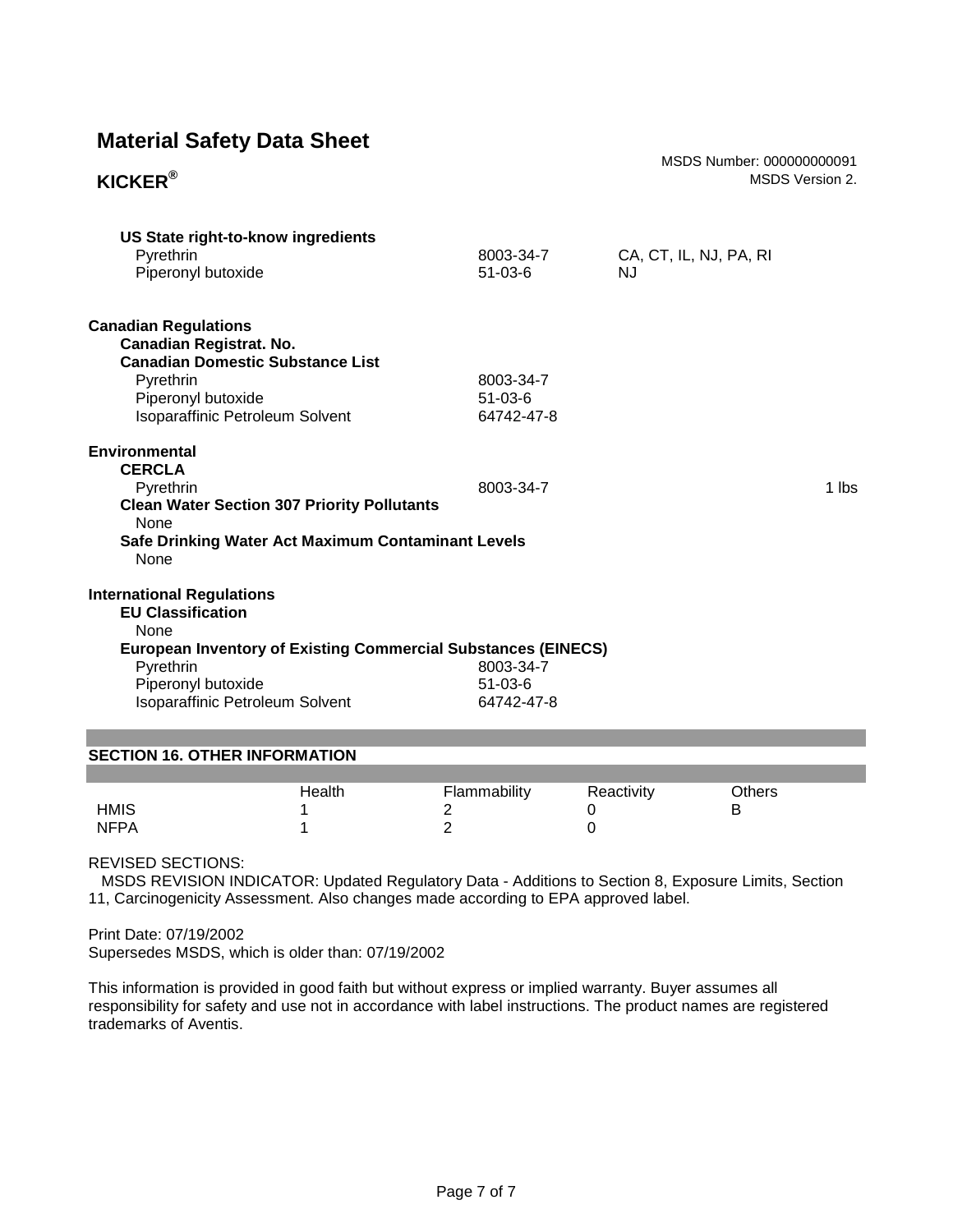**US State right-to-know ingredients**

| | | |
|---|---|---|
| Pyrethrin | 8003-34-7 | CA, CT, IL, NJ, PA, RI |
| Piperonyl butoxide | 51-03-6 | NJ |

**Canadian Regulations**

**Canadian Registrat. No.**

**Canadian Domestic Substance List**

| | |
|---|---|
| Pyrethrin | 8003-34-7 |
| Piperonyl butoxide | 51-03-6 |
| Isoparaffinic Petroleum Solvent | 64742-47-8 |

**Environmental**

**CERCLA**

| | | |
|---|---|---|
| Pyrethrin | 8003-34-7 | 1 lbs |

**Clean Water Section 307 Priority Pollutants**

None

**Safe Drinking Water Act Maximum Contaminant Levels**

None

**International Regulations**

**EU Classification**

None

**European Inventory of Existing Commercial Substances (EINECS)**

| | |
|---|---|
| Pyrethrin | 8003-34-7 |
| Piperonyl butoxide | 51-03-6 |
| Isoparaffinic Petroleum Solvent | 64742-47-8 |

## SECTION 16. OTHER INFORMATION

| | Health | Flammability | Reactivity | Others |
|---|---|---|---|---|
| HMIS | 1 | 2 | 0 | B |
| NFPA | 1 | 2 | 0 | |

REVISED SECTIONS:

MSDS REVISION INDICATOR: Updated Regulatory Data - Additions to Section 8, Exposure Limits, Section 11, Carcinogenicity Assessment. Also changes made according to EPA approved label.

Print Date: 07/19/2002
Supersedes MSDS, which is older than: 07/19/2002

This information is provided in good faith but without express or implied warranty. Buyer assumes all responsibility for safety and use not in accordance with label instructions. The product names are registered trademarks of Aventis.